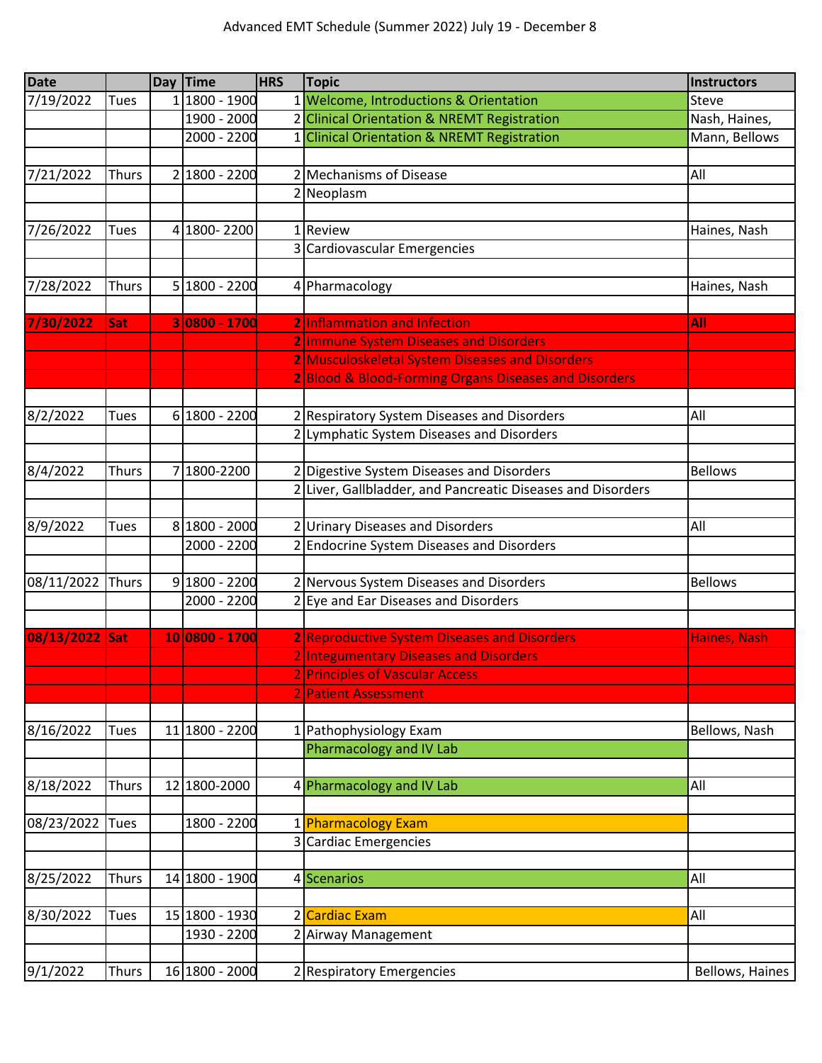Advanced EMT Schedule (Summer 2022) July 19 - December 8

| Date | | Day | Time | HRS | Topic | Instructors |
|---|---|---|---|---|---|---|
| 7/19/2022 | Tues | 1 | 1800 - 1900 | 1 | Welcome, Introductions & Orientation | Steve |
| | | | 1900 - 2000 | 2 | Clinical Orientation & NREMT Registration | Nash, Haines, |
| | | | 2000 - 2200 | 1 | Clinical Orientation & NREMT Registration | Mann, Bellows |
| | | | | | | |
| 7/21/2022 | Thurs | 2 | 1800 - 2200 | 2 | Mechanisms of Disease | All |
| | | | | 2 | Neoplasm | |
| | | | | | | |
| 7/26/2022 | Tues | 4 | 1800- 2200 | 1 | Review | Haines, Nash |
| | | | | 3 | Cardiovascular Emergencies | |
| | | | | | | |
| 7/28/2022 | Thurs | 5 | 1800 - 2200 | 4 | Pharmacology | Haines, Nash |
| | | | | | | |
| **7/30/2022** | **Sat** | **3** | **0800 - 1700** | **2** | Inflammation and Infection | **All** |
| | | | | **2** | Immune System Diseases and Disorders | |
| | | | | **2** | Musculoskeletal System Diseases and Disorders | |
| | | | | **2** | Blood & Blood-Forming Organs Diseases and Disorders | |
| | | | | | | |
| 8/2/2022 | Tues | 6 | 1800 - 2200 | 2 | Respiratory System Diseases and Disorders | All |
| | | | | 2 | Lymphatic System Diseases and Disorders | |
| | | | | | | |
| 8/4/2022 | Thurs | 7 | 1800-2200 | 2 | Digestive System Diseases and Disorders | Bellows |
| | | | | 2 | Liver, Gallbladder, and Pancreatic Diseases and Disorders | |
| | | | | | | |
| 8/9/2022 | Tues | 8 | 1800 - 2000 | 2 | Urinary Diseases and Disorders | All |
| | | | 2000 - 2200 | 2 | Endocrine System Diseases and Disorders | |
| | | | | | | |
| 08/11/2022 | Thurs | 9 | 1800 - 2200 | 2 | Nervous System Diseases and Disorders | Bellows |
| | | | 2000 - 2200 | 2 | Eye and Ear Diseases and Disorders | |
| | | | | | | |
| **08/13/2022** | **Sat** | **10** | **0800 - 1700** | **2** | Reproductive System Diseases and Disorders | Haines, Nash |
| | | | | 2 | Integumentary Diseases and Disorders | |
| | | | | 2 | Principles of Vascular Access | |
| | | | | 2 | Patient Assessment | |
| | | | | | | |
| 8/16/2022 | Tues | 11 | 1800 - 2200 | 1 | Pathophysiology Exam | Bellows, Nash |
| | | | | | Pharmacology and IV Lab | |
| | | | | | | |
| 8/18/2022 | Thurs | 12 | 1800-2000 | 4 | Pharmacology and IV Lab | All |
| | | | | | | |
| 08/23/2022 | Tues | | 1800 - 2200 | 1 | Pharmacology Exam | |
| | | | | 3 | Cardiac Emergencies | |
| | | | | | | |
| 8/25/2022 | Thurs | 14 | 1800 - 1900 | 4 | Scenarios | All |
| | | | | | | |
| 8/30/2022 | Tues | 15 | 1800 - 1930 | 2 | Cardiac Exam | All |
| | | | 1930 - 2200 | 2 | Airway Management | |
| | | | | | | |
| 9/1/2022 | Thurs | 16 | 1800 - 2000 | 2 | Respiratory Emergencies | Bellows, Haines |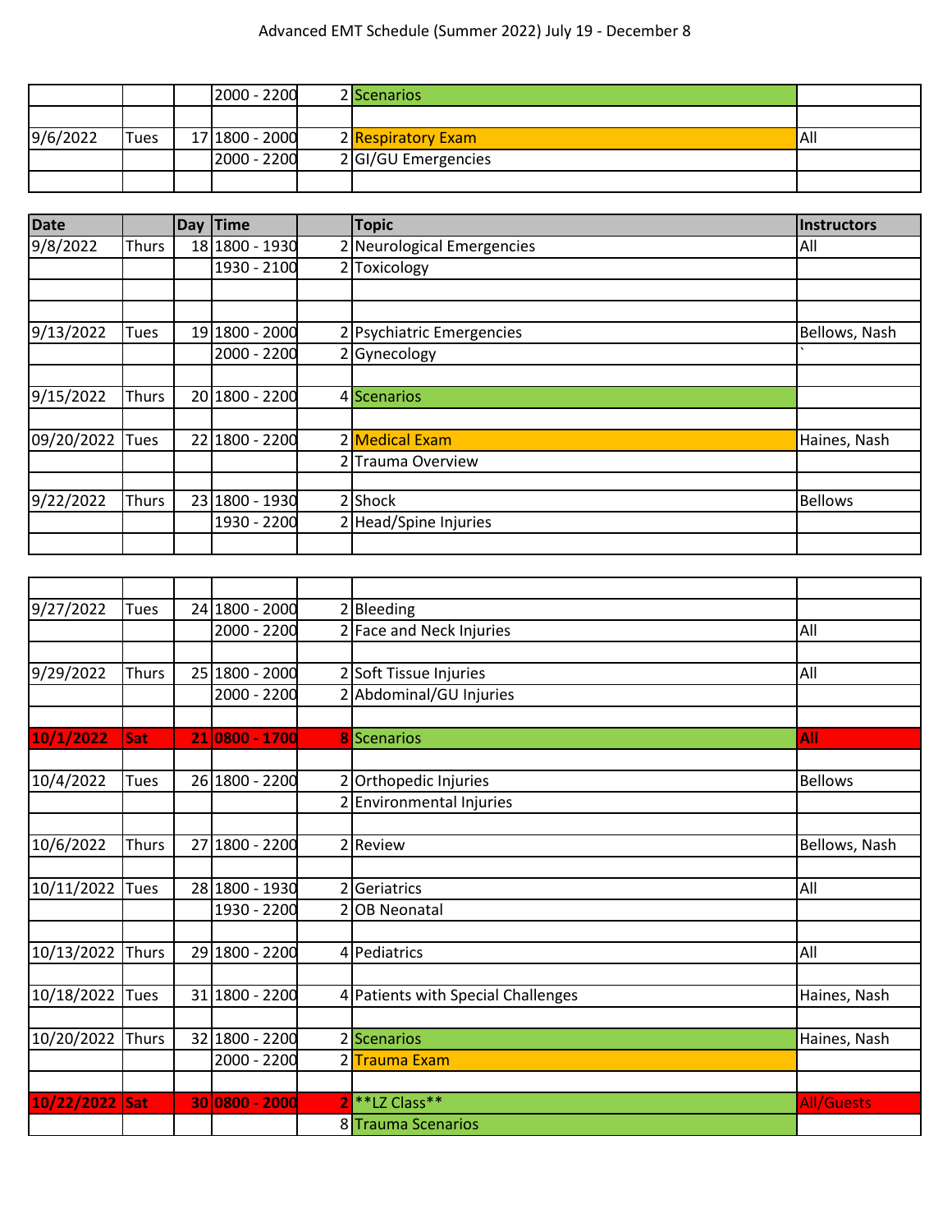# Advanced EMT Schedule (Summer 2022) July 19 - December 8

| | | | | | | |
|---|---|---|---|---|---|---|
| | | | 2000 - 2200 | 2 | Scenarios | |
| | | | | | | |
| 9/6/2022 | Tues | 17 | 1800 - 2000 | 2 | Respiratory Exam | All |
| | | | 2000 - 2200 | 2 | GI/GU Emergencies | |
| | | | | | | |

| Date | | Day | Time | | Topic | Instructors |
|---|---|---|---|---|---|---|
| 9/8/2022 | Thurs | 18 | 1800 - 1930 | 2 | Neurological Emergencies | All |
| | | | 1930 - 2100 | 2 | Toxicology | |
| | | | | | | |
| | | | | | | |
| 9/13/2022 | Tues | 19 | 1800 - 2000 | 2 | Psychiatric Emergencies | Bellows, Nash |
| | | | 2000 - 2200 | 2 | Gynecology | ` |
| | | | | | | |
| 9/15/2022 | Thurs | 20 | 1800 - 2200 | 4 | Scenarios | |
| | | | | | | |
| 09/20/2022 | Tues | 22 | 1800 - 2200 | 2 | Medical Exam | Haines, Nash |
| | | | | 2 | Trauma Overview | |
| | | | | | | |
| 9/22/2022 | Thurs | 23 | 1800 - 1930 | 2 | Shock | Bellows |
| | | | 1930 - 2200 | 2 | Head/Spine Injuries | |
| | | | | | | |

| | | | | | | |
|---|---|---|---|---|---|---|
| | | | | | | |
| 9/27/2022 | Tues | 24 | 1800 - 2000 | 2 | Bleeding | |
| | | | 2000 - 2200 | 2 | Face and Neck Injuries | All |
| | | | | | | |
| 9/29/2022 | Thurs | 25 | 1800 - 2000 | 2 | Soft Tissue Injuries | All |
| | | | 2000 - 2200 | 2 | Abdominal/GU Injuries | |
| | | | | | | |
| **10/1/2022** | **Sat** | **21** | **0800 - 1700** | **8** | Scenarios | **All** |
| | | | | | | |
| 10/4/2022 | Tues | 26 | 1800 - 2200 | 2 | Orthopedic Injuries | Bellows |
| | | | | 2 | Environmental Injuries | |
| | | | | | | |
| 10/6/2022 | Thurs | 27 | 1800 - 2200 | 2 | Review | Bellows, Nash |
| | | | | | | |
| 10/11/2022 | Tues | 28 | 1800 - 1930 | 2 | Geriatrics | All |
| | | | 1930 - 2200 | 2 | OB Neonatal | |
| | | | | | | |
| 10/13/2022 | Thurs | 29 | 1800 - 2200 | 4 | Pediatrics | All |
| | | | | | | |
| 10/18/2022 | Tues | 31 | 1800 - 2200 | 4 | Patients with Special Challenges | Haines, Nash |
| | | | | | | |
| 10/20/2022 | Thurs | 32 | 1800 - 2200 | 2 | Scenarios | Haines, Nash |
| | | | 2000 - 2200 | 2 | Trauma Exam | |
| | | | | | | |
| **10/22/2022** | **Sat** | **30** | **0800 - 2000** | **2** | **LZ Class** | All/Guests |
| | | | | 8 | Trauma Scenarios | |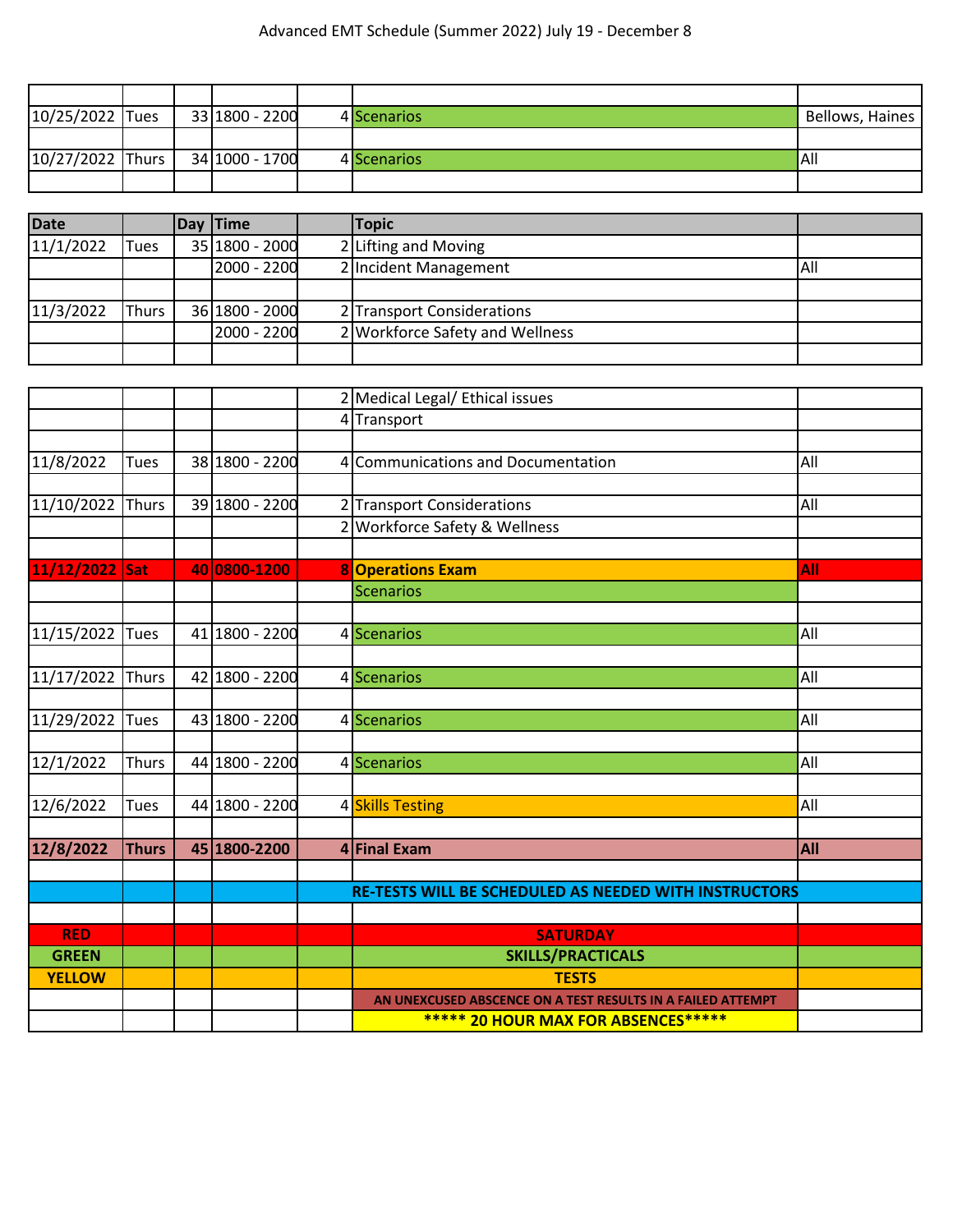Advanced EMT Schedule (Summer 2022) July 19 - December 8

| | | | | | | |
|---|---|---|---|---|---|---|
| | | | | | | |
| 10/25/2022 | Tues | 33 | 1800 - 2200 | 4 | Scenarios | Bellows, Haines |
| | | | | | | |
| 10/27/2022 | Thurs | 34 | 1000 - 1700 | 4 | Scenarios | All |
| | | | | | | |

| Date | | Day | Time | | Topic | |
|---|---|---|---|---|---|---|
| 11/1/2022 | Tues | 35 | 1800 - 2000 | 2 | Lifting and Moving | |
| | | | 2000 - 2200 | 2 | Incident Management | All |
| | | | | | | |
| 11/3/2022 | Thurs | 36 | 1800 - 2000 | 2 | Transport Considerations | |
| | | | 2000 - 2200 | 2 | Workforce Safety and Wellness | |
| | | | | | | |

| | | | | | | |
|---|---|---|---|---|---|---|
| | | | | 2 | Medical Legal/ Ethical issues | |
| | | | | 4 | Transport | |
| | | | | | | |
| 11/8/2022 | Tues | 38 | 1800 - 2200 | 4 | Communications and Documentation | All |
| | | | | | | |
| 11/10/2022 | Thurs | 39 | 1800 - 2200 | 2 | Transport Considerations | All |
| | | | | 2 | Workforce Safety & Wellness | |
| | | | | | | |
| **11/12/2022** | **Sat** | **40** | **0800-1200** | **8** | **Operations Exam** | **All** |
| | | | | | Scenarios | |
| | | | | | | |
| 11/15/2022 | Tues | 41 | 1800 - 2200 | 4 | Scenarios | All |
| | | | | | | |
| 11/17/2022 | Thurs | 42 | 1800 - 2200 | 4 | Scenarios | All |
| | | | | | | |
| 11/29/2022 | Tues | 43 | 1800 - 2200 | 4 | Scenarios | All |
| | | | | | | |
| 12/1/2022 | Thurs | 44 | 1800 - 2200 | 4 | Scenarios | All |
| | | | | | | |
| 12/6/2022 | Tues | 44 | 1800 - 2200 | 4 | Skills Testing | All |
| | | | | | | |
| **12/8/2022** | **Thurs** | **45** | **1800-2200** | **4** | **Final Exam** | **All** |
| | | | | | | |
| | | | | **RE-TESTS WILL BE SCHEDULED AS NEEDED WITH INSTRUCTORS** | | |
| | | | | | | |
| **RED** | | | | | **SATURDAY** | |
| **GREEN** | | | | | **SKILLS/PRACTICALS** | |
| **YELLOW** | | | | | **TESTS** | |
| | | | | | **AN UNEXCUSED ABSCENCE ON A TEST RESULTS IN A FAILED ATTEMPT** | |
| | | | | | **\*\*\*\*\* 20 HOUR MAX FOR ABSENCES\*\*\*\*\*** | |